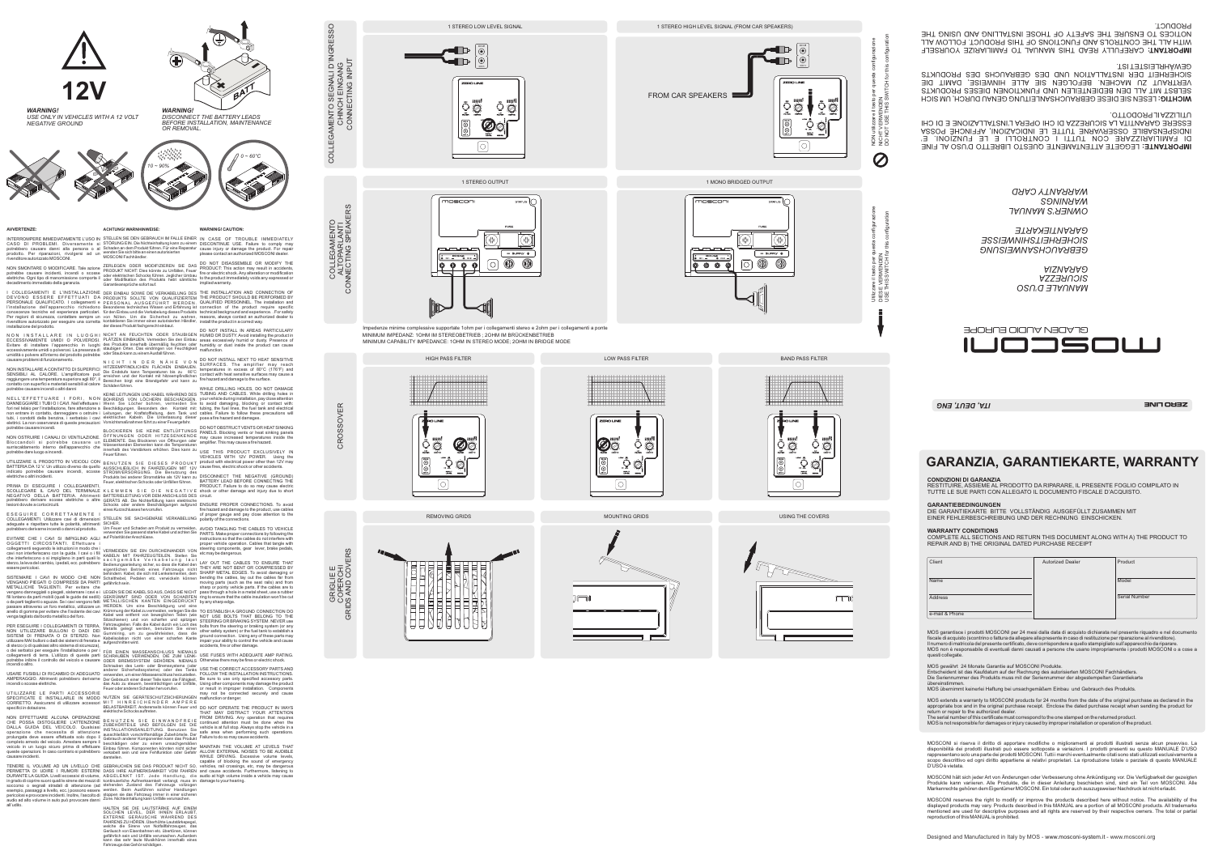**WARNING!**
*USE ONLY IN VEHICLES WITH A 12 VOLT NEGATIVE GROUND*

**12V**

**WARNING!**
*DISCONNECT THE BATTERY LEADS BEFORE INSTALLATION, MAINTENANCE OR REMOVAL.*

BATT

0 ~ 90%

0 ~ 60°C

## AVVERTENZE:

INTERROMPERE IMMEDIATAMENTE L'USO IN CASO DI PROBLEMI. Diversamente si potrebbero causare danni alle persone o al prodotto. Per riparazioni, rivolgersi ad un rivenditore autorizzato MOSCONI.

NON SMONTARE O MODIFICARE. Tale azione potrebbe causare incidenti, incendi o scosse elettriche. Ogni tipo di manomissione comporta il decadimento immediato della garanzia.

I COLLEGAMENTI E L'INSTALLAZIONE DEVONO ESSERE EFFETTUATI DA PERSONALE QUALIFICATO. I collegamenti e l'installazione dell'apparecchio richiedono conoscenze tecniche ed esperienza particolari. Per ragioni di sicurezza, contattare sempre un rivenditore autorizzato per eseguire una corretta installazione del prodotto.

NON INSTALLARE IN LUOGHI ECCESSIVAMENTE UMIDI O POLVEROSI. Evitare di installare l'apparecchio in luoghi eccessivamente umidi o polverosi. La presenza di umidità o polvere all'interno del prodotto potrebbe causare problemi di funzionamento.

NON INSTALLARE A CONTATTO DI SUPERFICI SENSIBILI AL CALORE. L'amplificatore può raggiungere una temperatura superiore agli 60°, il contatto con superfici e materiali sensibili al calore potrebbe causare incendi o altri danni.

NELL'EFFETTUARE I FORI NON DANNEGGIARE I TUBI O I CAVI. Nell'effettuare i fori nel telaio per l'installazione, fare attenzione a non entrare in contatto, danneggiare o ostruire i tubi, i condotti del carburante, il serbatoio o i cavi elettrici. La non osservanza di queste precauzioni potrebbe causare incendi.

NON OSTRUIRE I CANALI DI VENTILAZIONE. Bloccandoli si potrebbe causare un surriscaldamento interno dell'apparecchio che potrebbe dare luogo ad incendi.

UTILIZZARE IL PRODOTTO IN VEICOLI CON BATTERIA DA 12 V. Un utilizzo diverso da quello indicato potrebbe causare incendi, scosse elettriche o altri incidenti.

PRIMA DI ESEGUIRE I COLLEGAMENTI, SCOLLEGARE IL CAVO DEL TERMINALE NEGATIVO DELLA BATTERIA. Altrimenti potrebbero derivarne scosse elettriche o altre lesioni dovute a cortocircuiti.

ESEGUIRE CORRETTAMENTE I COLLEGAMENTI. Utilizzare cavi di dimensioni adeguate e rispettare tutte le polarità, altrimenti potrebbero derivarne incendi o danni al prodotto.

EVITARE CHE I CAVI SI IMPIGLINO AGLI OGGETTI CIRCOSTANTI. Effettuare i collegamenti seguendo le istruzioni in modo che i cavi non interferiscano con la guida. I cavi o i fili che interferiscono o si impigliano in parti quali lo sterzo, la leva del cambio, i pedali, ecc. potrebbero essere pericolosi.

SISTEMARE I CAVI IN MODO CHE NON VENGANO PIEGATI O COMPRESSI DA PARTI METALLICHE TAGLIENTI. Per evitare che vengano danneggiati o piegati, sistemare i cavi e i fili lontano da parti mobili (quali le guide dei sedili) o da parti taglienti o aguzze. Se i cavi vengono fatti passare attraverso un foro metallico, utilizzare un anello di gomma per evitare che l'isolante dei cavi venga tagliato dal bordo metallico del foro.

PER ESEGUIRE I COLLEGAMENTI DI TERRA, NON UTILIZZARE BULLONI O DADI DEI SISTEMI DI FRENATA O DI STERZO. Non utilizzare MAI bulloni o dadi dei sistemi di frenata e di sterzo (o di qualsiasi altro sistema di sicurezza), o dei serbatoi per eseguire l'installazione o per i collegamenti di terra. L'utilizzo di queste parti potrebbe inibire il controllo del veicolo e causare incendi o altro.

USARE FUSIBILI DI RICAMBIO DI ADEGUATO AMPERAGGIO. Altrimenti potrebbero derivarne incendi o scosse elettriche.

UTILIZZARE LE PARTI ACCESSORIE SPECIFICATE E INSTALLARLE IN MODO CORRETTO. Assicurarsi di utilizzare accessori specifici in dotazione.

NON EFFETTUARE ALCUNA OPERAZIONE CHE POSSA DISTOGLIERE L'ATTENZIONE DALLA GUIDA DEL VEICOLO. Qualsiasi operazione che necessita di attenzione prolungata deve essere effettuata solo dopo il completo arresto del veicolo. Arrestare sempre il veicolo in un luogo sicuro prima di effettuare queste operazioni. In caso contrario si potrebbero causare incidenti.

TENERE IL VOLUME AD UN LIVELLO CHE PERMETTA DI UDIRE I RUMORI ESTERNI DURANTE LA GUIDA. Livelli eccessivi di volume, in grado di coprire suoni quali le sirene dei mezzi di soccorso o segnali stradali di attenzione (ad esempio, passaggi a livello, ecc.) possono essere pericolosi e provocare incidenti. Inoltre, l'ascolto di audio ad alto volume in auto può provocare danni all'udito.

## ACHTUNG! WARNHINWEISE:

STELLEN SIE DEN GEBRAUCH IM FALLE EINER STÖRUNG EIN. Die Nichteinhaltung kann zu einem Schaden an dem Produkt führen. Für eine Reparatur wenden Sie sich bitte an einen autorisierten MOSCONI Fachhändler.

ZERLEGEN ODER MODIFIZIEREN SIE DAS PRODUKT NICHT. Dies könnte zu Unfällen, Feuer oder elektrischen Schocks führen. Jeglicher Umbau oder Modifikation des Produkts hebt sämtliche Garantieansprüche sofort auf.

DER EINBAU SOWIE DIE VERKABELUNG DES PRODUKTS SOLLTE VON QUALIFIZIERTEM PERSONAL AUSGEFÜHRT WERDEN. Besonderes technisches Wissen und Erfahrung ist für den Einbau und die Verkabelung dieses Produkts von Nöten. Um die Sicherheit zu wahren, kontaktieren Sie immer einen autorisierten Händler, der dieses Produkt fachgerecht einbaut.

NICHT AN FEUCHTEN ODER STAUBIGEN PLÄTZEN EINBAUEN. Vermeiden Sie den Einbau des Produkts innerhalb übermäßig feuchten oder staubigen Orten. Das Eindringen von Feuchtigkeit oder Staub kann zu einem Ausfall führen.

NICHT IN DER NÄHE VON HITZEEMPFINDLICHEN FLÄCHEN EINBAUEN. Die Endstufe kann Temperaturen bis zu 60°C erreichen und der Kontakt mit hitzeempfindlichen Bereichen birgt eine Brandgefahr und kann zu Schäden führen.

KEINE LEITUNGEN UND KABEL WÄHREND DES BOHRENS VON LÖCHERN BESCHÄDIGEN. Wenn Sie Löcher bohren, vermeiden Sie Beschädigungen, Besonders den Kontakt mit Leitungen, der Kraftstoffleitung, dem Tank und elektrischen Kabeln. Die Unterlassung dieser Vorsichtsmaßnahme führt zu einer Feuergefahr.

BLOCKIEREN SIE KEINE ENTLÜFTUNGS ÖFFNUNGEN ODER HITZESENKENDE ELEMENTE. Das Blockieren von Öffnungen oder Hitzesenkenden Elementen kann die Temperaturen innerhalb des Ventilators erhöhen. Dies kann zu Feuer führen.

BENUTZEN SIE DIESES PRODUKT AUSSCHLIEßLICH IN FAHRZEUGEN MIT 12V STROMVERSORGUNG. Die Benutzung des Produkts bei anderer Stromstärke als 12V kann zu Feuer, elektrischem Schocks oder Unfällen führen.

KLEMMEN SIE DIE NEGATIVE BATTERIELEITUNG VOR DEM ANSCHLUSS DES GERÄTS AB. Die Nichterfüllung kann elektrischen Schocks oder andere Beschädigungen aufgrund eines Kurzschlusses hervorrufen.

STELLEN SIE SACHGEMÄSE VERKABELUNG SICHER. Um Feuer und Schaden am Produkt zu vermeiden, verwenden Sie passend starke Kabel und achten Sie auf Polarität der Anschlüsse.

VERMEIDEN SIE EIN DURCHEINANDER VON KABELN MIT FAHRZEUGTEILEN. Stellen Sie sachgemäße Verkabelung laut Bedienungsanleitung sicher, so dass die Kabel den eigentlichen Betrieb eines Fahrzeugs nicht behindern. Kabel, die sich mit Lenkelementen, dem Schalthebel, Pedalen etc. verwickeln können gefährlich sein.

LEGEN SIE DIE KABEL SO AUS, DASS SIE NICHT GEKRÜMMT SIND ODER VON SCHARFEN METALLISCHEN KANTEN EINGEDRÜCKT WERDEN. Um eine Beschädigung und eine Krümmung der Kabel zu vermeiden, verlegen Sie die Kabel weit entfernt von beweglichen Teilen (wie Sitzschienen) und von scharfen und spitzigen Fahrzeugteilen. Falls die Kabel durch ein Loch des Metalls gelegt werden, benutzen Sie einen Gummiring, um zu gewährleisten, dass die Kabelisolation nicht von einer scharfen Kante aufgeschnitten wird.

FÜR EINEN MASSEANSCHLUSS NIEMALS SCHRAUBEN VERWENDEN, DIE ZUM LENK- ODER BREMSSYSTEM GEHÖREN. NIEMALS Schrauben des Lenk- oder Bremssystems (oder anderer Sicherheitssysteme) oder des Tanks verwenden, um einen Masseanschluss herzustellen. Der Gebrauch einer dieser Teile kann die Fähigkeit, das Auto zu steuern, beeinträchtigen und somit ein Feuer oder anderes Schaden hervorrufen.

NUTZEN SIE GERÄTESCHUTZSICHERUNGEN MIT HINREICHENDER AMPERE BELASTBARKEIT. Andernfalls können Feuer und elektrische Schocks auftreten.

BENUTZEN SIE EINWANDFREIE ZUBEHÖRTEILE UND BEFOLGEN SIE DIE INSTALLATIONSANLEITUNG. Benutzen Sie ausschließlich vorschriftsmäßige Zubehörteile. Der Gebrauch anderer Komponenten kann das Produkt beschädigen oder zu einem unsachgemäßen Einbau führen. Komponenten können nicht sicher montiert sein und eine Fehlfunktion oder Gefahr darstellen.

GEBRAUCHEN SIE DAS PRODUKT NICHT SO, DASS IHRE AUFMERKSAMKEIT VOM FAHREN ABGELENKT IST. Jede Handlung, die kontinuierliche Aufmerksamkeit verlangt, muss im stehenden Zustand des Fahrzeugs vollzogen werden. Beim Ausführen solcher Handlungen stoppen sie das Fahrzeug immer in einer sicheren Zone. Nichteinhaltung kann Unfälle verursachen.

HALTEN SIE DIE LAUTSTÄRKE AUF EINEM SOLCHEN LEVEL, DER IHNEN ERLAUBT, EXTERNE GERÄUSCHE WÄHREND DES FAHRENS ZU HÖREN. Übertrieben Lautstärkepegel, welche die Sirene von Notfallfahrzeugen, das Geräusch von Eisenbahnen etc. übertönen, können gefährlich sein und Unfälle verursachen. Außerdem kann das sehr laute Musikhören innerhalb eines Fahrzeuges das Gehör schädigen.

## WARNING! CAUTION:

IN CASE OF TROUBLE IMMEDIATELY DISCONTINUE USE. Failure to comply may cause injury or damage the product. For repair please contact an authorized MOSCONI dealer.

DO NOT DISASSEMBLE OR MODIFY THE PRODUCT. This action may result in accidents, fire or electric shock. Any alteration or modification to the product immediately voids any expressed or implied warranty.

THE INSTALLATION AND CONNECTION OF THE PRODUCT SHOULD BE PERFORMED BY QUALIFIED PERSONNEL. The installation and connection of the product require specific technical background and experience. For safety reasons, always contact an authorized dealer to install the product in a correct way.

DO NOT INSTALL IN AREAS PARTICULARY HUMID OR DUSTY. Avoid installing the product in areas excessively humid or dusty. Presence of humidity or dust inside the product may cause malfunction.

DO NOT INSTALL NEXT TO HEAT SENSITIVE SURFACES. The amplifier may reach temperatures in excess of 60°C (176°F) and contact with heat sensitive surfaces may cause a fire hazard and damage to the surface.

WHILE DRILLING HOLES, DO NOT DAMAGE TUBING AND CABLES. While drilling holes in your vehicle during installation, pay close attention to avoid damaging, blocking or contact with: tubing, the fuel lines, the fuel tank and electrical cables. Failure to follow these precautions will cause a fire hazard and damages.

DO NOT OBSTRUCT VENTS OR HEAT SINKING PANELS. Blocking vents or heat sinking panels may cause increased temperatures inside the amplifier. This may cause a fire hazard.

USE THIS PRODUCT EXCLUSIVELY IN VEHICLES WITH 12V POWER. Using the product with electrical power other than 12V may cause fires, electric shock or other accidents.

DISCONNECT THE NEGATIVE (GROUND) BATTERY LEAD BEFORE CONNECTING THE PRODUCT. Failure to do so may cause electric shock or other damage and injury due to short circuit.

ENSURE PROPER CONNECTIONS. To avoid fire hazard and damage to the product, use cables of proper gauge and pay close attention to the polarity of the connections.

AVOID TANGLING THE CABLES TO VEHICLE PARTS. Make proper connections by following the instructions so that the cables do not interfere with proper vehicle operation. Cables that tangle with steering components, gear lever, brake pedals, etc may be dangerous.

LAY OUT THE CABLES TO ENSURE THAT THEY ARE NOT BENT OR COMPRESSED BY SHARP METAL EDGES. To avoid damaging or bending the cables, lay out the cables far from moving parts (such as the seat rails) and from sharp or pointy vehicle parts. If the cables are to pass through a hole in a metal sheet, use a rubber ring to ensure that the cable insulation won't be cut by any sharp edge.

TO ESTABLISH A GROUND CONNECTION DO NOT USE BOLTS THAT BELONG TO THE STEERING OR BRAKING SYSTEM. NEVER use bolts from the steering or braking system (or any other safety system) or the fuel tank to establish a ground connection. Using any of these parts may impair your ability to control the vehicle and cause accidents, fire or other damage.

USE FUSES WITH ADEQUATE AMP RATING. Otherwise there may be fires or electric shock.

USE THE CORRECT ACCESSORY PARTS AND FOLLOW THE INSTALLATION INSTRUCTIONS. Be sure to use only specified accessory parts. Using other components may damage the product or result in improper installation. Components may not be connected securely and cause malfunction or danger.

DO NOT OPERATE THE PRODUCT IN WAYS THAT MAY DISTRACT YOUR ATTENTION FROM DRIVING. Any operation that requires continued attention must be done when the vehicle is at full stop. Always stop the vehicle in a safe area when performing such operations. Failure to do so may cause accidents.

MAINTAIN THE VOLUME AT LEVELS THAT ALLOW EXTERNAL NOISES TO BE AUDIBLE WHILE DRIVING. Excessive volume levels, capable of blocking the sound of emergency vehicles, rail crossings, etc. may be dangerous and cause accidents. Furthermore, listening to audio at high volume inside a vehicle may cause damage to your hearing.

## COLLEGAMENTO SEGNALI DI INGRESSO / SIGNALEINGANG / CONNECTING INPUT

1 STEREO LOW LEVEL SIGNAL

1 STEREO HIGH LEVEL SIGNAL (FROM CAR SPEAKERS)

FROM CAR SPEAKERS

NON utilizzare il tasto per questa configurazione
NICHT VERWENDEN
DO NOT USE THIS SWITCH for this configuration

## COLLEGAMENTO ALTOPARLANTI / CONNECTING SPEAKERS

1 STEREO OUTPUT

1 MONO BRIDGED OUTPUT

Utilizzare il tasto per questa configurazione
DIESE VERWENDEN
USE THIS SWITCH for this configuration

Impedenze minime complessive supportate: 1ohm per i collegamenti stereo e 2ohm per i collegamenti a ponte
MINIMUM IMPEDANZ: 1OHM IM STEREOBETRIEB ; 2OHM IM BRÜCKENBETRIEB
MINIMUM CAPABILITY IMPEDANCE: 1OHM IN STEREO MODE; 2OHM IN BRIDGE MODE

## CROSSOVER

HIGH PASS FILTER

LOW PASS FILTER

BAND PASS FILTER

## GRIGLIE E COPERCHI / GRIDS AND COVERS

REMOVING GRIDS

MOUNTING GRIDS

USING THE COVERS

# MOSCONI
GLADEN AUDIO EUROPE

*MANUALE D'USO*
*SICUREZZA*
*GARANZIA*

*GEBRAUCHSANWEISUNG*
*SICHERHEITSHINWEISE*
*GARANTIEKARTE*

*OWNER'S MANUAL*
*WARNINGS*
*WARRANTY CARD*

**IMPORTANTE**: LEGGETE ATTENTAMENTE QUESTO LIBRETTO D'USO AL FINE DI FAMILIARIZZARE CON TUTTI I CONTROLLI E LE FUNZIONI. E' INDISPENSABILE OSSERVARE TUTTE LE INDICAZIONI, AFFINCHE POSSA ESSERE GARANTITA LA SICUREZZA DI CHI OPERA L'INSTALLAZIONE E DI CHI UTILIZZA IL PRODOTTO.

**WICHTIG**: LESEN SIE DIESE GEBRAUCHSANLEITUNG GENAU DURCH, UM SICH SELBST MIT ALLEN BEDIENTEILEN UND FUNKTIONEN DIESES PRODUKTS VERTRAUT ZU MACHEN. BEFOLGEN SIE ALLE HINWEISE, DAMIT DIE SICHERHEIT DER INSTALLATION UND DES GEBRAUCHS DES PRODUKTS GEWÄHRLEISTET IST.

**IMPORTANT**: CAREFULLY READ THIS MANUAL TO FAMILIARIZE YOURSELF WITH ALL THE CONTROLS AND FUNCTIONS OF THIS PRODUCT. FOLLOW ALL NOTICES TO ENSURE THE SAFETY OF THOSE INSTALLING AND USING THE PRODUCT.

**ZERO LINE** — *ITA, DEUT, ENG*

# GARANZIA, GARANTIEKARTE, WARRANTY

**CONDIZIONI DI GARANZIA**
RESTITUIRE, ASSIEME AL PRODOTTO DA RIPARARE, IL PRESENTE FOGLIO COMPILATO IN TUTTE LE SUE PARTI CON ALLEGATO IL DOCUMENTO FISCALE D'ACQUISTO.

**GARANTIEBEDINGUNGEN**
DIE GARANTIEKARTE BITTE VOLLSTÄNDIG AUSGEFÜLLT ZUSAMMEN MIT EINER FEHLERBESCHREIBUNG UND DER RECHNUNG EINSCHICKEN.

**WARRANTY CONDITIONS**
COMPLETE ALL SECTIONS AND RETURN THIS DOCUMENT ALONG WITH A) THE PRODUCT TO REPAIR AND B) THE ORIGINAL DATED PURCHASE RECEIPT

| Client | Autorized Dealer | Product |
|---|---|---|
| Name | | Model |
| Address | | Serial Number |
| e-mail & Phone | | |

MOS garantisce i prodotti MOSCONI per 24 mesi dalla data di acquisto dichiarata nel presente riquadro e nel documento fiscale di acquisto (scontrino o fattura da allegare alla presente in caso di restituzione per riparazione al rivenditore).
Il numero di matricola del presente certificato, deve corrispondere a quello stampigliato sull'apparecchio da riparare.
MOS non è responsabile di eventuali danni causati a persone che usano impropriamente i prodotti MOSCONI o a cose a questi collegate.

MOS gewährt 24 Monate Garantie auf MOSCONI Produkte.
Entscheident ist das Kaufdatum auf der Rechnung des autorisierten MOSCONI Fachhändlers.
Die Seriennummer des Produkts muss mit der Seriennummer der abgestempelten Garantiekarte übereinstimmen.
MOS übernimmt keinerlei Haftung bei unsachgemäßem Einbau und Gebrauch des Produkts.

MOS extends a warranty to MOSCONI products for 24 months from the date of the original purchase as declared in the appropriate box and in the original purchase receipt. Enclose the dated purchase receipt when sending the product for return or repair to the authorized dealer.
The serial number of this certificate must correspond to the one stamped on the returned product.
MOS is not responsible for damages or injury caused by improper installation or operation of the product.

MOSCONI si riserva il diritto di apportare modifiche e miglioramenti ai prodotti illustrati senza alcun preavviso. La disponibilità dei prodotti illustrati può essere sottoposta a variazioni. I prodotti presenti su questo MANUALE D'USO rappresentano solo una parte dei prodotti MOSCONI. Tutti i marchi eventualmente citati sono stati utilizzati esclusivamente a scopo descrittivo ed ogni diritto appartiene ai relativi proprietari. La riproduzione totale o parziale di questo MANUALE D'USO è vietata.

MOSCONI hält sich jeder Art von Änderungen oder Verbesserung ohne Ankündigung vor. Die Verfügbarkeit der gezeigten Produkte kann variieren. Alle Produkte, die in dieser Anleitung beschrieben sind, sind ein Teil von MOSCONI. Alle Markenrechte gehören dem Eigentümer MOSCONI. Ein total oder auch auszugsweiser Nachdruck ist nicht erlaubt.

MOSCONI reserves the right to modify or improve the products described here without notice. The availability of the displayed products may vary. Products described in this MANUAL are a portion of all MOSCONI products. All trademarks mentioned are used for descriptive purposes and all rights are reserved by their respective owners. The total or partial reproduction of this MANUAL is prohibited.

Designed and Manufactured in Italy by MOS - www.mosconi-system.it - www.mosconi.org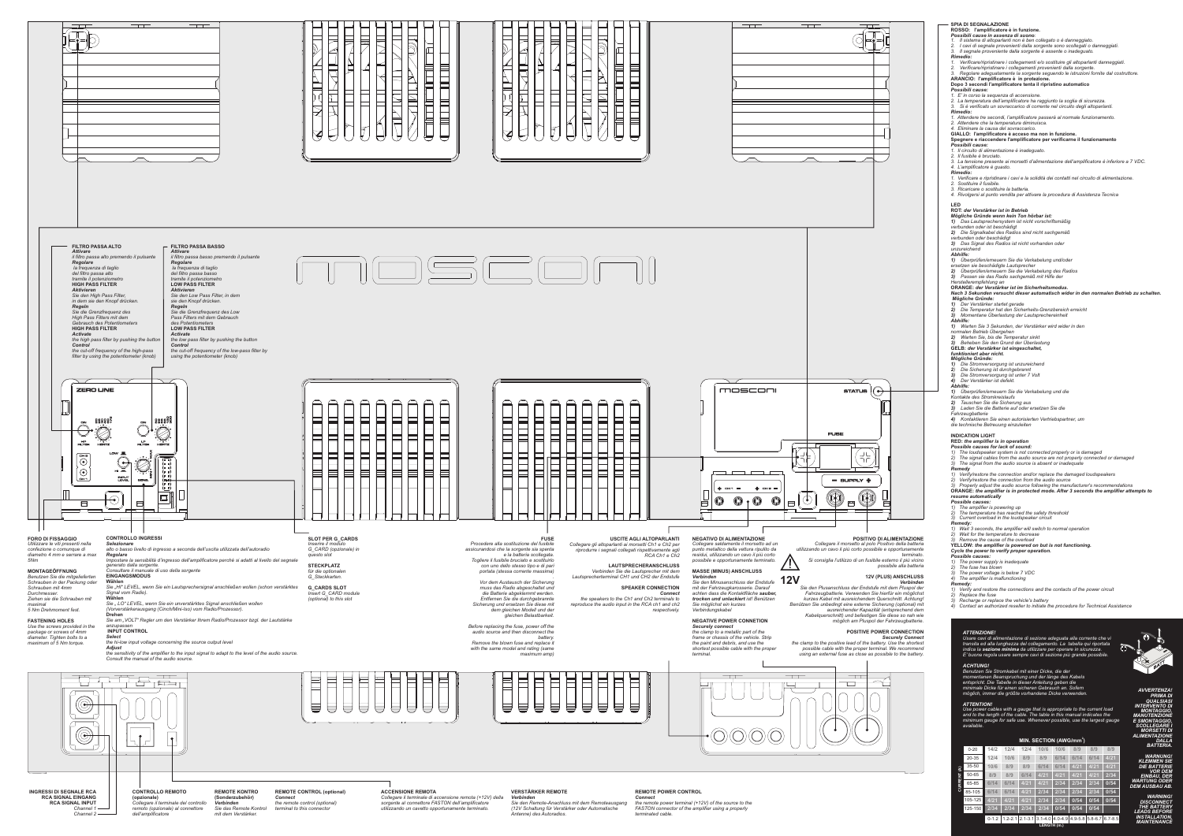**FILTRO PASSA ALTO**
*Attivare*
*il filtro passa alto premendo il pulsante*
*Regolare*
*la frequenza di taglio del filtro passa alto tramite il potenziometro*
**HIGH PASS FILTER**
*Aktivieren*
*Sie den High Pass Filter, in dem sie den Knopf drücken.*
*Regeln*
*Sie die Grenzfrequenz des High Pass Filters mit dem Gebrauch des Potentiometers*
**HIGH PASS FILTER**
*Activate*
*the high pass filter by pushing the button*
*Control*
*the cut-off frequency of the high-pass filter by using the potentiometer (knob)*

**FILTRO PASSA BASSO**
*Attivare*
*il filtro passa basso premendo il pulsante*
*Regolare*
*la frequenza di taglio del filtro passa basso tramite il potenziometro*
**LOW PASS FILTER**
*Aktivieren*
*Sie den Low Pass Filter, in dem sie den Knopf drücken.*
*Regeln*
*Sie die Grenzfrequenz des Low Pass Filters mit dem Gebrauch des Potentiometers*
**LOW PASS FILTER**
*Activate*
*the low pass filter by pushing the button*
*Control*
*the cut-off frequency of the low-pass filter by using the potentiometer (knob)*

mosconi

ZERO LINE

STATUS

FUSE

SUPPLY

**FORO DI FISSAGGIO**
*Utilizzare le viti presenti nella confezione o comunque di diametro 4 mm e serrare a max 5Nm*

**MONTAGEÖFFNUNG**
*Benutzen Sie die mitgelieferten Schrauben in der Packung oder Schrauben mit 4mm Durchmesser. Ziehen sie die Schrauben mit maximal 5 Nm Drehmoment fest.*

**FASTENING HOLES**
*Use the screws provided in the package or screws of 4mm diameter. Tighten bolts to a maximum of 5 Nm torque.*

**CONTROLLO INGRESSI**
*Selezionare*
*alto o basso livello di ingresso a seconda dell'uscita utilizzata dell'autoradio*
*Regolare*
*Impostare la sensibilità d'ingresso dell'amplificatore perché si adatti al livello del segnale generato della sorgente. Consultare il manuale di uso della sorgente*
**EINGANGSMODUS**
*Wählen*
*Sie „HI" LEVEL, wenn Sie ein Lautsprechersignal anschließen wollen (schon verstärktes Signal vom Radio).*
*Wählen*
*Sie „LO" LEVEL, wenn Sie ein unverstärktes Signal anschließen wollen (Vorverstärkerausgang (Cinch/Mini-Iso) vom Radio/Prozessor).*
*Drehen*
*Sie am „VOLT" Regler um den Verstärker Ihrem Radio/Prozessor bzgl. der Lautstärke anzupassen*
**INPUT CONTROL**
*Select*
*the hi-low input voltage concerning the source output level*
*Adjust*
*the sensitivity of the amplifier to the input signal to adapt to the level of the audio source. Consult the manual of the audio source.*

**SLOT PER G_CARDS**
*Inserire il modulo G_CARD (opzionale) in questo slot*

**STECKPLATZ**
*für die optionalen G_Steckkarten.*

**G_CARDS SLOT**
*Insert G_CARD module (optional) to this slot*

**FUSE**
*Procedere alla sostituzione del fusibile assicurandosi che la sorgente sia spenta e la batteria scollegata. Togliere il fusibile bruciato e sostituirlo con uno dello stesso tipo e di pari portata (stessa corrente massima)*

*Vor dem Austausch der Sicherung muss das Radio abgeschaltet und die Batterie abgeklemmt werden. Entfernen Sie die durchgebrannte Sicherung und ersetzen Sie diese mit dem gleichen Modell und der gleichen Belastbarkeit.*

*Before replacing the fuse, power off the audio source and then disconnect the battery. Remove the blown fuse and replace it with the same model and rating (same maximum amp)*

**USCITE AGLI ALTOPARLANTI**
*Collegare gli altoparlanti ai morsetti Ch1 e Ch2 per riprodurre i segnali collegati rispettivamente agli RCA Ch1 e Ch2*

**LAUTSPRECHERANSCHLUSS**
*Verbinden Sie die Lautsprecher mit dem Lautsprecherterminal CH1 und CH2 der Endstufe*

**SPEAKER CONNECTION**
*Connect*
*the speakers to the Ch1 and Ch2 terminals to reproduce the audio input in the RCA ch1 and ch2 respectively.*

**NEGATIVO DI ALIMENTAZIONE**
*Collegare saldamente il morsetto ad un punto metallico della vettura ripulito da residui, utilizzando un cavo il più corto possibile e opportunamente terminato.*

**MASSE (MINUS) ANSCHLUSS**
*Verbinden*
*Sie den Minusanschluss der Endstufe mit der Fahrzeugkarosserie. Darauf achten dass die Kontaktfläche* ***sauber, trocken und unlackiert*** *ist! Benützen Sie möglichst ein kurzes Verbindungskabel*

**NEGATIVE POWER CONNETION**
*Securely connect*
*the clamp to a metallic part of the frame or chassis of the vehicle. Strip the paint and debris, and use the shortest possible cable with the proper terminal.*

12V

**POSITIVO DI ALIMENTAZIONE**
*Collegare il morsetto al polo Positivo della batteria utilizzando un cavo il più corto possibile e opportunamente terminato. Si consiglia l'utilizzo di un fusibile esterno il più vicino possibile alla batteria*

**12V (PLUS) ANSCHLUSS**
*Verbinden*
*Sie den Plusanschluss der Endstufe mit dem Pluspol der Fahrzeugbatterie. Verwenden Sie hierfür ein möglichst kurzes Kabel mit ausreichendem Querschnitt. Achtung! Benützen Sie unbedingt eine externe Sicherung (optional) mit ausreichender Kapazität (entsprechend dem Kabelquerschnitt) und befestigen Sie diese so nah wie möglich am Pluspol der Fahrzeugbatterie.*

**POSITIVE POWER CONNECTION**
*Securely Connect*
*the clamp to the positive lead of the battery. Use the shortest possible cable with the proper terminal. We recommend using an external fuse as close as possible to the battery.*

**INGRESSI DI SEGNALE RCA**
**RCA SIGNAL EINGANG**
**RCA SIGNAL INPUT**
*Channel 1*
*Channel 2*

**CONTROLLO REMOTO (opzionale)**
*Collegare il terminale del controllo remoto (opzionale) al connettore dell'amplificatore*

**REMOTE KONTRO (Sonderzubehör)**
*Verbinden*
*Sie das Remote Kontrol mit dem Verstärker.*

**REMOTE CONTROL (optional)**
*Connect*
*the remote control (optional) terminal to this connector*

**ACCENSIONE REMOTA**
*Collegare il terminale di accensione remota (+12V) della sorgente al connettore FASTON dell'amplificatore utilizzando un cavetto opportunamente terminato.*

**VERSTÄRKER REMOTE**
*Verbinden*
*Sie den Remote-Anschluss mit dem Remoteausgang (12V Schaltung für Verstärker oder Automatische Antenne) des Autoradios.*

**REMOTE POWER CONTROL**
*Connect*
*the remote power terminal (+12V) of the source to the FASTON connector of the amplifier using a properly terminated cable.*

**SPIA DI SEGNALAZIONE**
**ROSSO: l'amplificatore è in funzione.**
***Possibili cause in assenza di suono:***
*1. Il sistema di altoparlanti non è ben collegato o è danneggiato.*
*2. I cavi di segnale provenienti dalla sorgente sono scollegati o danneggiati.*
*3. Il segnale proveniente dalla sorgente è assente o inadeguato.*
***Rimedio:***
*1. Verificare/ripristinare i collegamenti e/o sostituire gli altoparlanti danneggiati.*
*2. Verificare/ripristinare i collegamenti provenienti dalla sorgente.*
*3. Regolare adeguatamente la sorgente seguendo le istruzioni fornite dal costruttore.*
**ARANCIO: l'amplificatore è in protezione.**
**Dopo 3 secondi l'amplificatore tenta il ripristino automatico**
***Possibili cause:***
*1. E' in corso la sequenza di accensione.*
*2. La temperatura dell'amplificatore ha raggiunto la soglia di sicurezza.*
*3. Si è verificato un sovraccarico di corrente nel circuito degli altoparlanti.*
***Rimedio:***
*1. Attendere tre secondi, l'amplificatore passerà al normale funzionamento.*
*2. Attendere che la temperatura diminuisca.*
*4. Eliminare la causa del sovraccarico.*
**GIALLO: l'amplificatore è acceso ma non in funzione.**
**Spegnere e riaccendere l'amplificatore per verificarne il funzionamento**
***Possibili cause:***
*1. Il circuito di alimentazione è inadeguato.*
*2. Il fusibile è bruciato.*
*3. La tensione presente ai morsetti d'alimentazione dell'amplificatore è inferiore a 7 VDC.*
*4. L'amplificatore è guasto.*
***Rimedio:***
*1. Verificare e ripristinare i cavi e la solidità dei contatti nel circuito di alimentazione.*
*2. Sostituire il fusibile.*
*3. Ricaricare o sostituire la batteria.*
*4. Rivolgersi al punto vendita per attivare la procedura di Assistenza Tecnica*

**LED**
***ROT: der Verstärker ist in Betrieb***
***Mögliche Gründe wenn kein Ton hörbar ist:***
***1)*** *Das Lautsprechersystem ist nicht vorschriftsmäßig verbunden oder ist beschädigt*
***2)*** *Die Signalkabel des Radios sind nicht sachgemäß verbunden oder beschädigt*
***3)*** *Das Signal des Radios ist nicht vorhanden oder unzureichend*
***Abhilfe:***
***1)*** *Überprüfen/erneuern Sie die Verkabelung und/oder ersetzen sie beschädigte Lautsprecher*
***2)*** *Überprüfen/erneuern Sie die Verkabelung des Radios*
***3)*** *Passen sie das Radio sachgemäß mit Hilfe der Herstellerempfehlung an*
***ORANGE: der Verstärker ist im Sicherheitsmodus.***
***Nach 3 Sekunden versucht dieser automatisch wider in den normalen Betrieb zu schalten.***
***Mögliche Gründe:***
***1)*** *Der Verstärker startet gerade*
***2)*** *Die Temperatur hat den Sicherheits-Grenzbereich erreicht*
***3)*** *Momentane Überlastung der Lautsprechereinheit*
***Abhilfe:***
***1)*** *Warten Sie 3 Sekunden, der Verstärker wird wider in den normalen Betrieb übergehen*
***2)*** *Warten Sie, bis die Temperatur sinkt*
***3)*** *Beheben Sie den Grund der Überlastung*
***GELB: der Verstärker ist eingeschaltet, funktioniert aber nicht.***
***Mögliche Gründe:***
***1)*** *Die Stromversorgung ist unzureichend*
***2)*** *Die Sicherung ist durchgebrannt*
***3)*** *Die Stromversorgung ist unter 7 Volt*
***4)*** *Der Verstärker ist defekt.*
***Abhilfe:***
***1)*** *Überprüfen/erneuern Sie die Verkabelung und die Kontakte des Stromkreislaufs*
***2)*** *Tauschen Sie die Sicherung aus*
***3)*** *Laden Sie die Batterie auf oder ersetzen Sie die Fahrzeugbatterie*
***4)*** *Kontaktieren Sie einen autorisierten Vertriebspartner, um die technische Betreuung einzuleiten*

**INDICATION LIGHT**
***RED: the amplifier is in operation***
***Possible causes for lack of sound:***
*1) The loudspeaker system is not connected properly or is damaged*
*2) The signal cables from the audio source are not properly connected or damaged*
*3) The signal from the audio source is absent or inadequate*
***Remedy:***
*1) Verify/restore the connection and/or replace the damaged loudspeakers*
*2) Verify/restore the connection from the audio source*
*3) Properly adjust the audio source following the manufacturer's recommendations*
***ORANGE: the amplifier is in protected mode. After 3 seconds the amplifier attempts to resume automatically***
***Possible causes:***
*1) The amplifier is powering up*
*2) The temperature has reached the safety threshold*
*3) Current overload in the loudspeaker circuit*
***Remedy:***
*1) Wait 3 seconds, the amplifier will switch to normal operation*
*2) Wait for the temperature to decrease*
*3) Remove the cause of the overload*
***YELLOW: the amplifier is powered on but is not functioning. Cycle the power to verify proper operation.***
***Possible causes:***
*1) The power supply is inadequate*
*2) The fuse has blown*
*3) The power voltage is below 7 VDC*
*4) The amplifier is malfunctioning*
***Remedy:***
*1) Verify and restore the connections and the contacts of the power circuit*
*2) Replace the fuse*
*3) Recharge or replace the vehicle's battery*
*4) Contact an authorized reseller to initiate the procedure for Technical Assistance*

***ATTENZIONE!***
*Usare cavi di alimentazione di sezione adeguata alla corrente che vi transita ed alla lunghezza del collegamento. La tabella qui riportata indica la* ***sezione minima*** *da utilizzare per operare in sicurezza. E' buona regola usare sempre cavi di sezione più grande possibile.*

***ACHTUNG!***
*Benutzen Sie Stromkabel mit einer Dicke, die der momentanen Beanspruchung und der länge des Kabels entspricht. Die Tabelle in dieser Anleitung gibt die minimale Dicke für einen sicheren Gebrauch an. Sofern möglich, immer die größte vorhandene Dicke verwenden.*

***ATTENTION!***
*Use power cables with a gauge that is appropriate to the current load and to the length of the cable. The table in this manual indicates the minimum gauge for safe use. Whenever possible, use the largest gauge available.*

***AVVERTENZA! PRIMA DI QUALSIASI INTERVENTO DI MONTAGGIO, MANUTENZIONE E SMONTAGGIO, SCOLLEGARE I MORSETTI DI ALIMENTAZIONE DALLA BATTERIA.***

***WARNUNG! KLEMMEN SIE DIE BATTERIE VOR DEM EINBAU, DER WARTUNG ODER DEM AUSBAU AB.***

***WARNING! DISCONNECT THE BATTERY LEADS BEFORE INSTALLATION, MAINTENANCE***

**MIN. SECTION (AWG/mm²)**

| CURRENT (A) | | | | | | | | | |
|---|---|---|---|---|---|---|---|---|---|
| 0-20 | 14/2 | 12/4 | 12/4 | 10/6 | 10/6 | 8/9 | 8/9 | 8/9 | 8/9 |
| 20-35 | 12/4 | 10/6 | 8/9 | 8/9 | 8/9 | 6/14 | 6/14 | 6/14 | 4/21 |
| 35-50 | 10/6 | 8/9 | 8/9 | 6/14 | 6/14 | 4/21 | 4/21 | 4/21 | 4/21 |
| 50-65 | 8/9 | 8/9 | 6/14 | 4/21 | 4/21 | 4/21 | 4/21 | 4/21 | 2/34 |
| 65-85 | 6/14 | 6/14 | 4/21 | 4/21 | 4/21 | 2/34 | 2/34 | 2/34 | 0/54 |
| 85-105 | 6/14 | 6/14 | 4/21 | 4/21 | 2/34 | 2/34 | 2/34 | 2/34 | 0/54 |
| 105-125 | 4/21 | 4/21 | 4/21 | 2/34 | 2/34 | 2/34 | 0/54 | 0/54 | 0/54 |
| 125-150 | 2/34 | 2/34 | 2/34 | 2/34 | 0/54 | 0/54 | 0/54 | | |
| | 0-1.2 | 1.2-2.1 | 2.1-3.1 | 3.1-4.0 | 4.0-4.9 | 4.9-5.8 | 5.8-6.7 | 6.7-8.5 | |

LENGTH (m)